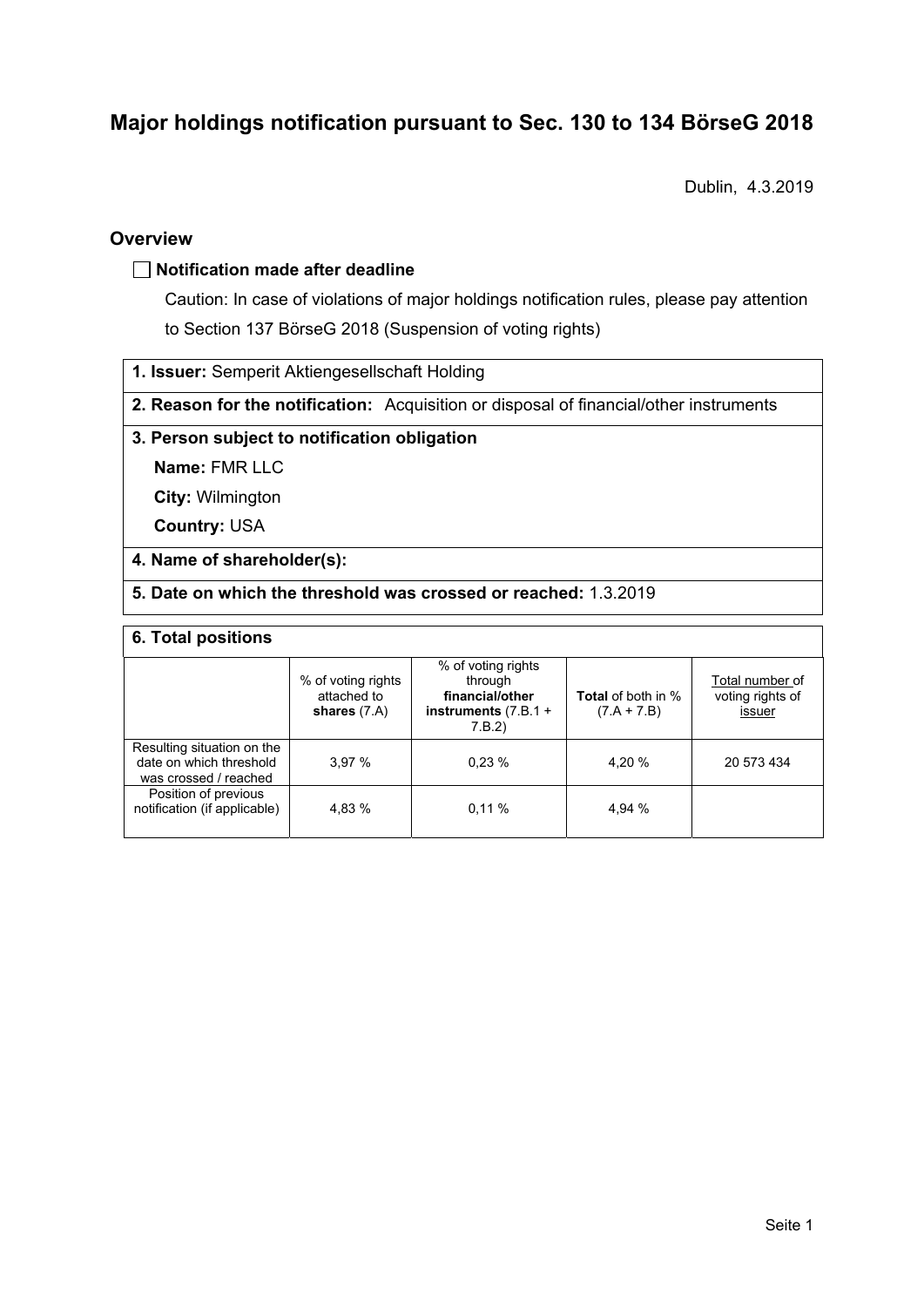# Major holdings notification pursuant to Sec. 130 to 134 BörseG 2018

Dublin, 4.3.2019

## Overview

☐ **Notification made after deadline**

Caution: In case of violations of major holdings notification rules, please pay attention to Section 137 BörseG 2018 (Suspension of voting rights)

**1. Issuer:** Semperit Aktiengesellschaft Holding

**2. Reason for the notification:** Acquisition or disposal of financial/other instruments

**3. Person subject to notification obligation**

**Name:** FMR LLC

**City:** Wilmington

**Country:** USA

**4. Name of shareholder(s):**

**5. Date on which the threshold was crossed or reached:** 1.3.2019

**6. Total positions**

| | % of voting rights attached to **shares** (7.A) | % of voting rights through **financial/other instruments** (7.B.1 + 7.B.2) | **Total** of both in % (7.A + 7.B) | Total number of voting rights of issuer |
|---|---|---|---|---|
| Resulting situation on the date on which threshold was crossed / reached | 3,97 % | 0,23 % | 4,20 % | 20 573 434 |
| Position of previous notification (if applicable) | 4,83 % | 0,11 % | 4,94 % | |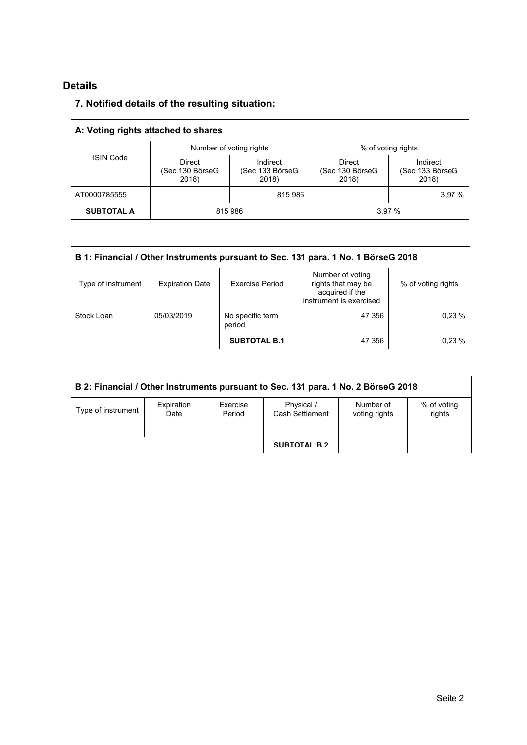## Details

### 7. Notified details of the resulting situation:

| A: Voting rights attached to shares | | | | |
|---|---|---|---|---|
| ISIN Code | Number of voting rights | | % of voting rights | |
| | Direct (Sec 130 BörseG 2018) | Indirect (Sec 133 BörseG 2018) | Direct (Sec 130 BörseG 2018) | Indirect (Sec 133 BörseG 2018) |
| AT0000785555 | | 815 986 | | 3,97 % |
| **SUBTOTAL A** | 815 986 | | 3,97 % | |

| B 1: Financial / Other Instruments pursuant to Sec. 131 para. 1 No. 1 BörseG 2018 | | | | |
|---|---|---|---|---|
| Type of instrument | Expiration Date | Exercise Period | Number of voting rights that may be acquired if the instrument is exercised | % of voting rights |
| Stock Loan | 05/03/2019 | No specific term period | 47 356 | 0,23 % |
| | | **SUBTOTAL B.1** | 47 356 | 0,23 % |

| B 2: Financial / Other Instruments pursuant to Sec. 131 para. 1 No. 2 BörseG 2018 | | | | | |
|---|---|---|---|---|---|
| Type of instrument | Expiration Date | Exercise Period | Physical / Cash Settlement | Number of voting rights | % of voting rights |
| | | | | | |
| | | | **SUBTOTAL B.2** | | |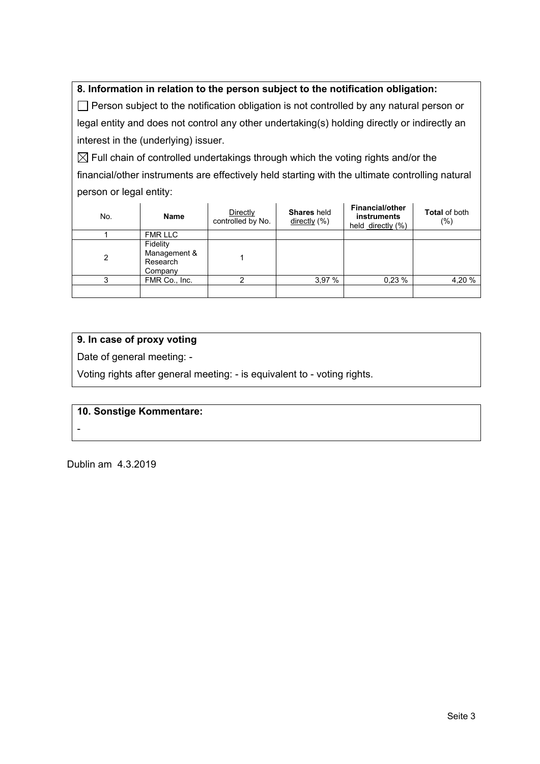**8. Information in relation to the person subject to the notification obligation:**

☐ Person subject to the notification obligation is not controlled by any natural person or legal entity and does not control any other undertaking(s) holding directly or indirectly an interest in the (underlying) issuer.

☒ Full chain of controlled undertakings through which the voting rights and/or the financial/other instruments are effectively held starting with the ultimate controlling natural person or legal entity:

| No. | Name | Directly controlled by No. | Shares held directly (%) | Financial/other instruments held directly (%) | Total of both (%) |
|---|---|---|---|---|---|
| 1 | FMR LLC | | | | |
| 2 | Fidelity Management & Research Company | 1 | | | |
| 3 | FMR Co., Inc. | 2 | 3,97 % | 0,23 % | 4,20 % |
| | | | | | |

**9. In case of proxy voting**

Date of general meeting: -

Voting rights after general meeting: - is equivalent to - voting rights.

**10. Sonstige Kommentare:**

-

Dublin am 4.3.2019